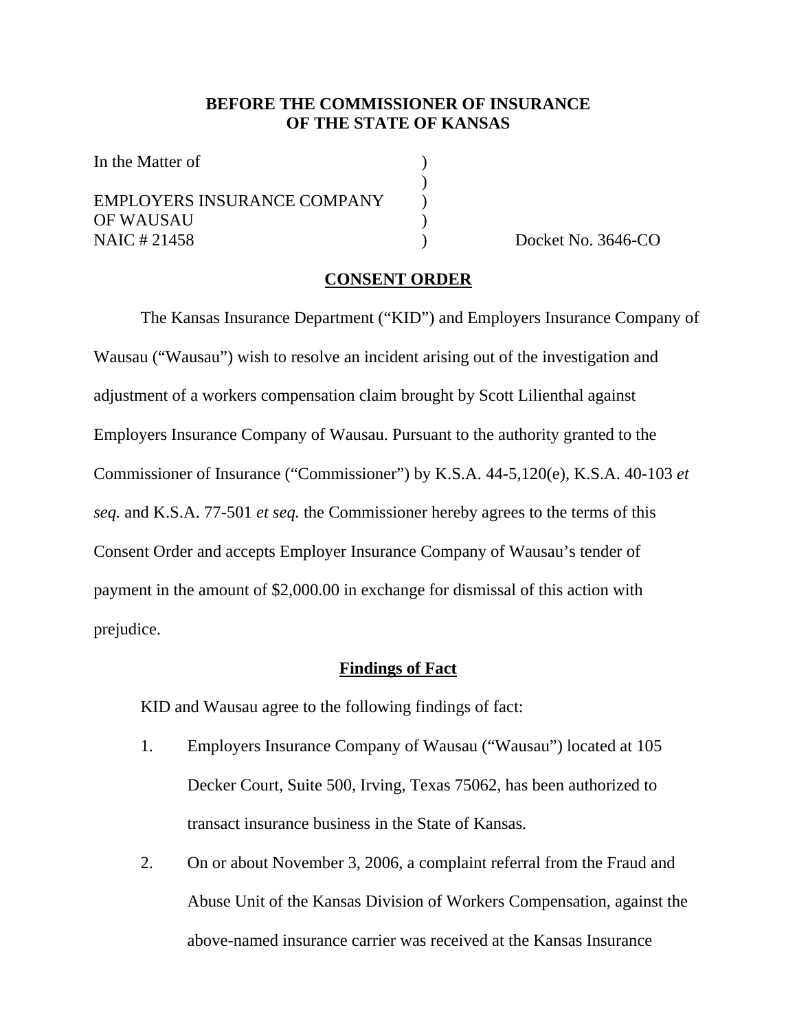**BEFORE THE COMMISSIONER OF INSURANCE**
**OF THE STATE OF KANSAS**

In the Matter of )
)
EMPLOYERS INSURANCE COMPANY )
OF WAUSAU )
NAIC # 21458 ) Docket No. 3646-CO

## CONSENT ORDER

The Kansas Insurance Department ("KID") and Employers Insurance Company of Wausau ("Wausau") wish to resolve an incident arising out of the investigation and adjustment of a workers compensation claim brought by Scott Lilienthal against Employers Insurance Company of Wausau. Pursuant to the authority granted to the Commissioner of Insurance ("Commissioner") by K.S.A. 44-5,120(e), K.S.A. 40-103 *et seq.* and K.S.A. 77-501 *et seq.* the Commissioner hereby agrees to the terms of this Consent Order and accepts Employer Insurance Company of Wausau's tender of payment in the amount of $2,000.00 in exchange for dismissal of this action with prejudice.

## Findings of Fact

KID and Wausau agree to the following findings of fact:

1. Employers Insurance Company of Wausau ("Wausau") located at 105 Decker Court, Suite 500, Irving, Texas 75062, has been authorized to transact insurance business in the State of Kansas.

2. On or about November 3, 2006, a complaint referral from the Fraud and Abuse Unit of the Kansas Division of Workers Compensation, against the above-named insurance carrier was received at the Kansas Insurance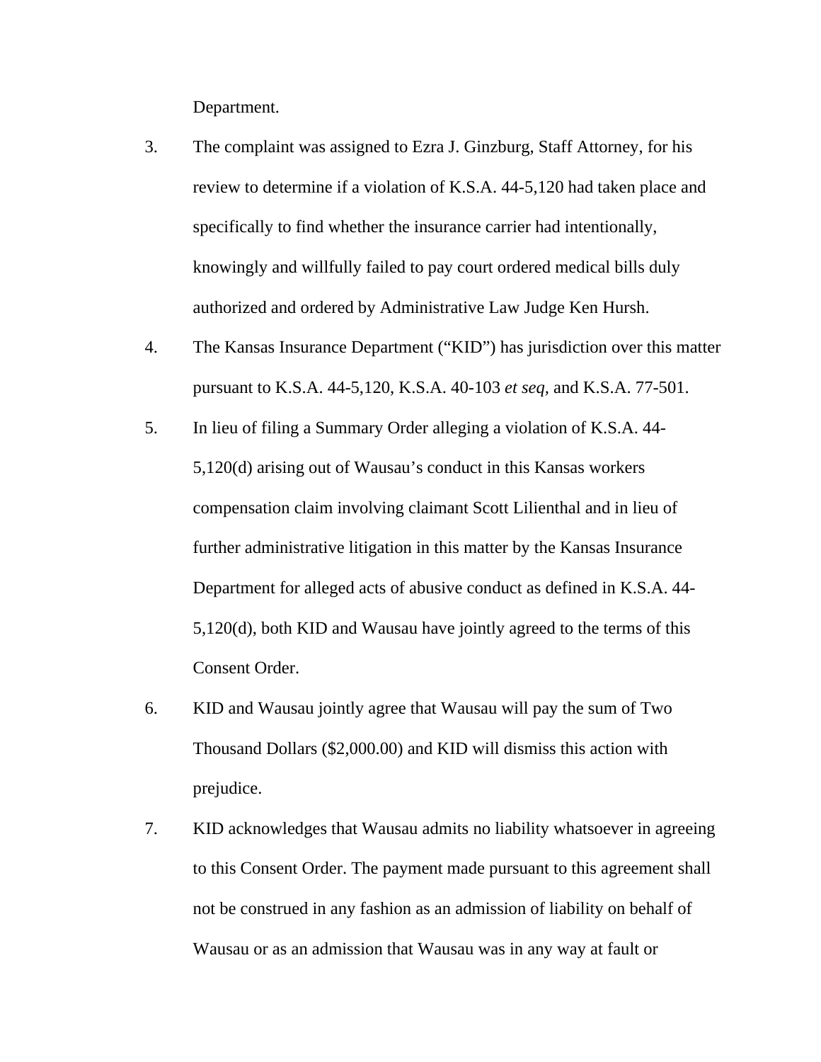Department.

3. The complaint was assigned to Ezra J. Ginzburg, Staff Attorney, for his review to determine if a violation of K.S.A. 44-5,120 had taken place and specifically to find whether the insurance carrier had intentionally, knowingly and willfully failed to pay court ordered medical bills duly authorized and ordered by Administrative Law Judge Ken Hursh.

4. The Kansas Insurance Department ("KID") has jurisdiction over this matter pursuant to K.S.A. 44-5,120, K.S.A. 40-103 *et seq,* and K.S.A. 77-501.

5. In lieu of filing a Summary Order alleging a violation of K.S.A. 44-5,120(d) arising out of Wausau's conduct in this Kansas workers compensation claim involving claimant Scott Lilienthal and in lieu of further administrative litigation in this matter by the Kansas Insurance Department for alleged acts of abusive conduct as defined in K.S.A. 44-5,120(d), both KID and Wausau have jointly agreed to the terms of this Consent Order.

6. KID and Wausau jointly agree that Wausau will pay the sum of Two Thousand Dollars ($2,000.00) and KID will dismiss this action with prejudice.

7. KID acknowledges that Wausau admits no liability whatsoever in agreeing to this Consent Order. The payment made pursuant to this agreement shall not be construed in any fashion as an admission of liability on behalf of Wausau or as an admission that Wausau was in any way at fault or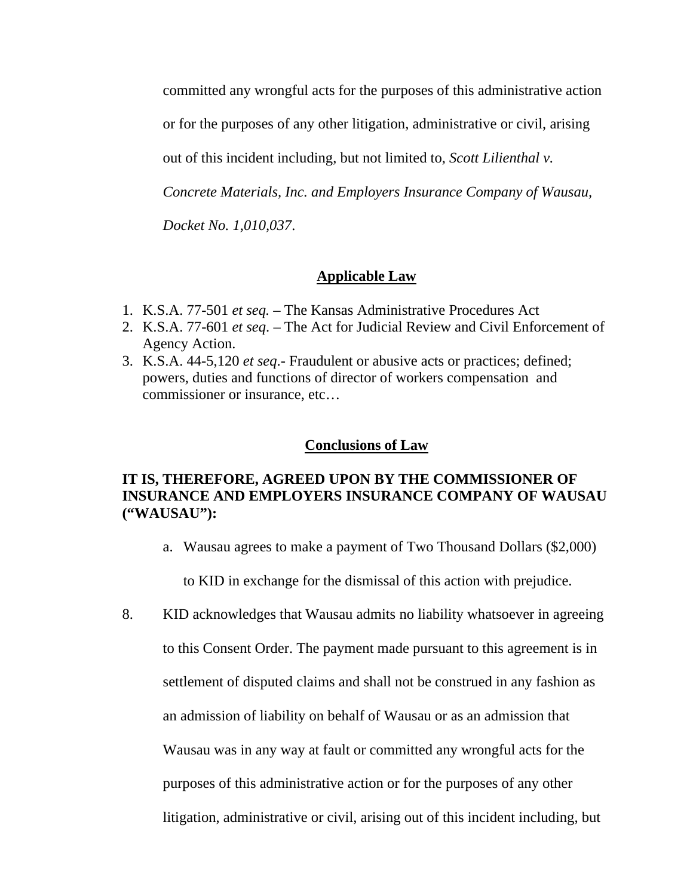committed any wrongful acts for the purposes of this administrative action or for the purposes of any other litigation, administrative or civil, arising out of this incident including, but not limited to, *Scott Lilienthal v. Concrete Materials, Inc. and Employers Insurance Company of Wausau, Docket No. 1,010,037*.

## **Applicable Law**

1. K.S.A. 77-501 *et seq.* – The Kansas Administrative Procedures Act
2. K.S.A. 77-601 *et seq*. – The Act for Judicial Review and Civil Enforcement of Agency Action.
3. K.S.A. 44-5,120 *et seq*.- Fraudulent or abusive acts or practices; defined; powers, duties and functions of director of workers compensation and commissioner or insurance, etc…

## **Conclusions of Law**

**IT IS, THEREFORE, AGREED UPON BY THE COMMISSIONER OF INSURANCE AND EMPLOYERS INSURANCE COMPANY OF WAUSAU ("WAUSAU"):**

a. Wausau agrees to make a payment of Two Thousand Dollars ($2,000) to KID in exchange for the dismissal of this action with prejudice.

8. KID acknowledges that Wausau admits no liability whatsoever in agreeing to this Consent Order. The payment made pursuant to this agreement is in settlement of disputed claims and shall not be construed in any fashion as an admission of liability on behalf of Wausau or as an admission that Wausau was in any way at fault or committed any wrongful acts for the purposes of this administrative action or for the purposes of any other litigation, administrative or civil, arising out of this incident including, but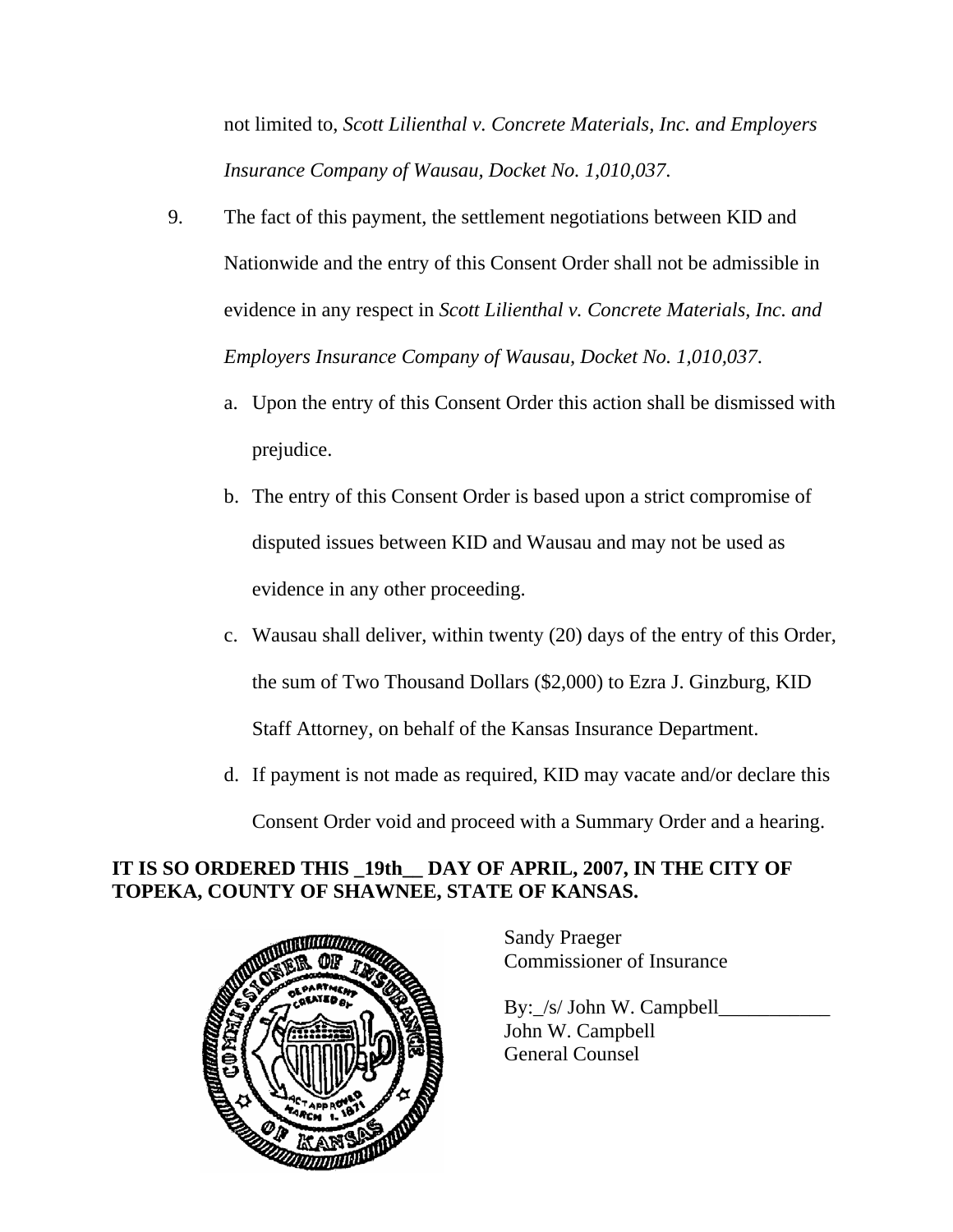not limited to, *Scott Lilienthal v. Concrete Materials, Inc. and Employers Insurance Company of Wausau, Docket No. 1,010,037*.

9. The fact of this payment, the settlement negotiations between KID and Nationwide and the entry of this Consent Order shall not be admissible in evidence in any respect in *Scott Lilienthal v. Concrete Materials, Inc. and Employers Insurance Company of Wausau, Docket No. 1,010,037*.

    a. Upon the entry of this Consent Order this action shall be dismissed with prejudice.

    b. The entry of this Consent Order is based upon a strict compromise of disputed issues between KID and Wausau and may not be used as evidence in any other proceeding.

    c. Wausau shall deliver, within twenty (20) days of the entry of this Order, the sum of Two Thousand Dollars ($2,000) to Ezra J. Ginzburg, KID Staff Attorney, on behalf of the Kansas Insurance Department.

    d. If payment is not made as required, KID may vacate and/or declare this Consent Order void and proceed with a Summary Order and a hearing.

**IT IS SO ORDERED THIS _19th__ DAY OF APRIL, 2007, IN THE CITY OF TOPEKA, COUNTY OF SHAWNEE, STATE OF KANSAS.**

Sandy Praeger
Commissioner of Insurance

By:_/s/ John W. Campbell___________
John W. Campbell
General Counsel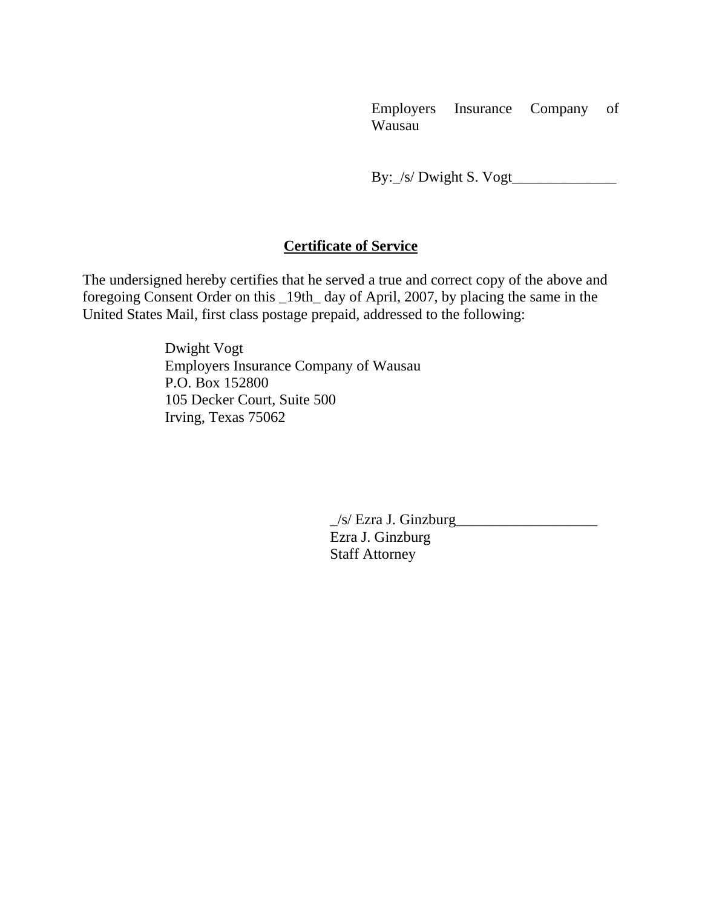Employers Insurance Company of Wausau

By:_/s/ Dwight S. Vogt______________

**Certificate of Service**

The undersigned hereby certifies that he served a true and correct copy of the above and foregoing Consent Order on this _19th_ day of April, 2007, by placing the same in the United States Mail, first class postage prepaid, addressed to the following:

Dwight Vogt
Employers Insurance Company of Wausau
P.O. Box 152800
105 Decker Court, Suite 500
Irving, Texas 75062

_/s/ Ezra J. Ginzburg___________________
Ezra J. Ginzburg
Staff Attorney